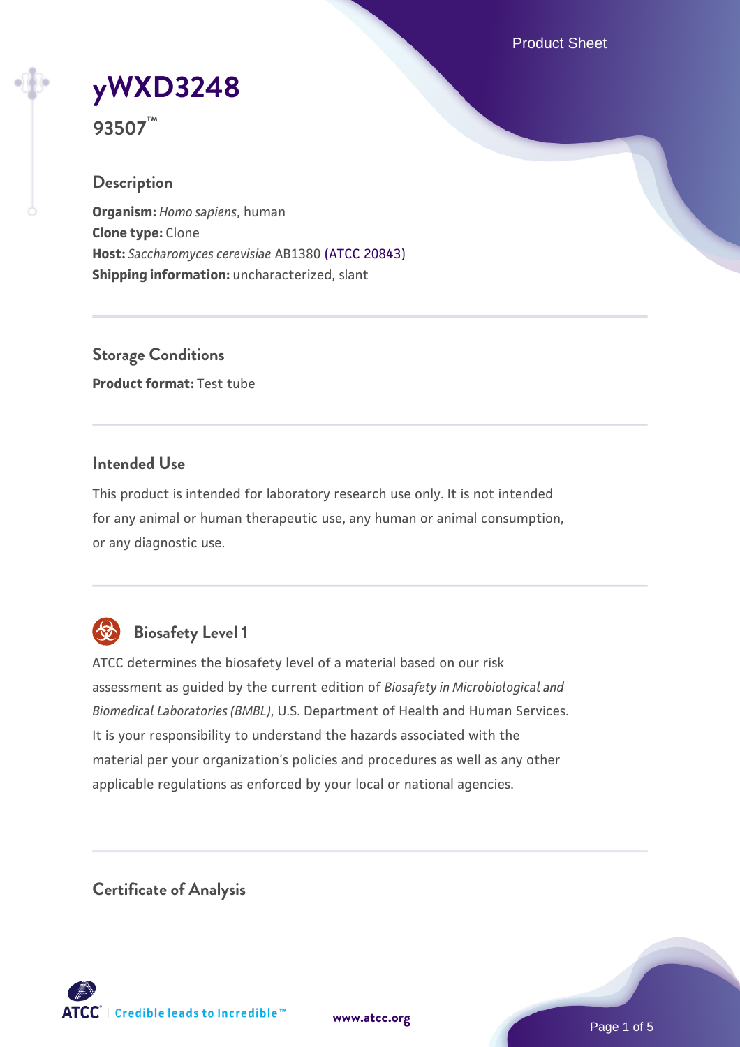# yWXD3248

**93507™**

## Description

**Organism:** *Homo sapiens*, human
**Clone type:** Clone
**Host:** *Saccharomyces cerevisiae* AB1380 (ATCC 20843)
**Shipping information:** uncharacterized, slant

## Storage Conditions

**Product format:** Test tube

## Intended Use

This product is intended for laboratory research use only. It is not intended for any animal or human therapeutic use, any human or animal consumption, or any diagnostic use.

## Biosafety Level 1

ATCC determines the biosafety level of a material based on our risk assessment as guided by the current edition of *Biosafety in Microbiological and Biomedical Laboratories (BMBL)*, U.S. Department of Health and Human Services. It is your responsibility to understand the hazards associated with the material per your organization's policies and procedures as well as any other applicable regulations as enforced by your local or national agencies.

## Certificate of Analysis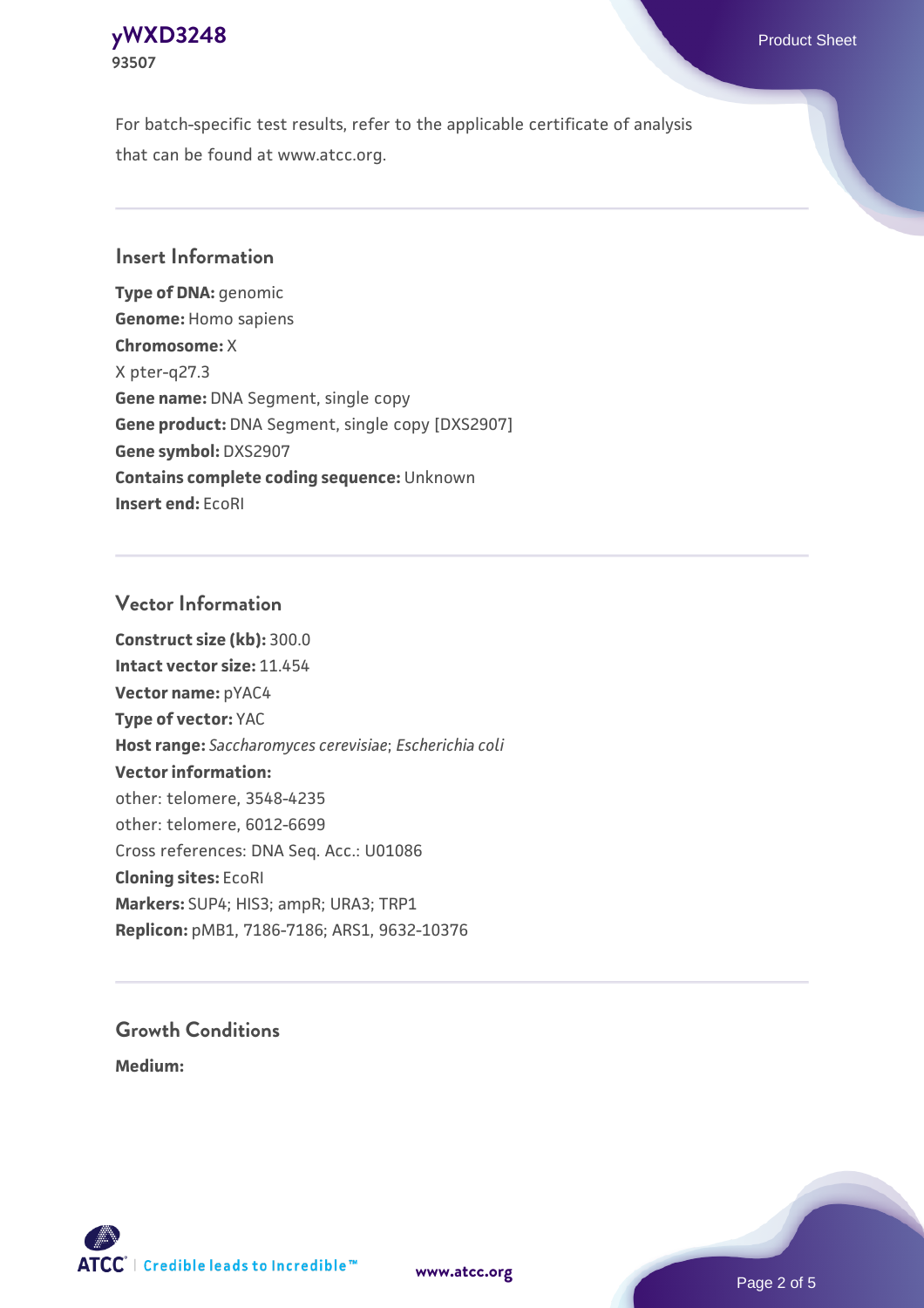For batch-specific test results, refer to the applicable certificate of analysis that can be found at www.atcc.org.

## Insert Information

**Type of DNA:** genomic
**Genome:** Homo sapiens
**Chromosome:** X
X pter-q27.3
**Gene name:** DNA Segment, single copy
**Gene product:** DNA Segment, single copy [DXS2907]
**Gene symbol:** DXS2907
**Contains complete coding sequence:** Unknown
**Insert end:** EcoRI

## Vector Information

**Construct size (kb):** 300.0
**Intact vector size:** 11.454
**Vector name:** pYAC4
**Type of vector:** YAC
**Host range:** *Saccharomyces cerevisiae*; *Escherichia coli*
**Vector information:**
other: telomere, 3548-4235
other: telomere, 6012-6699
Cross references: DNA Seq. Acc.: U01086
**Cloning sites:** EcoRI
**Markers:** SUP4; HIS3; ampR; URA3; TRP1
**Replicon:** pMB1, 7186-7186; ARS1, 9632-10376

## Growth Conditions

**Medium:**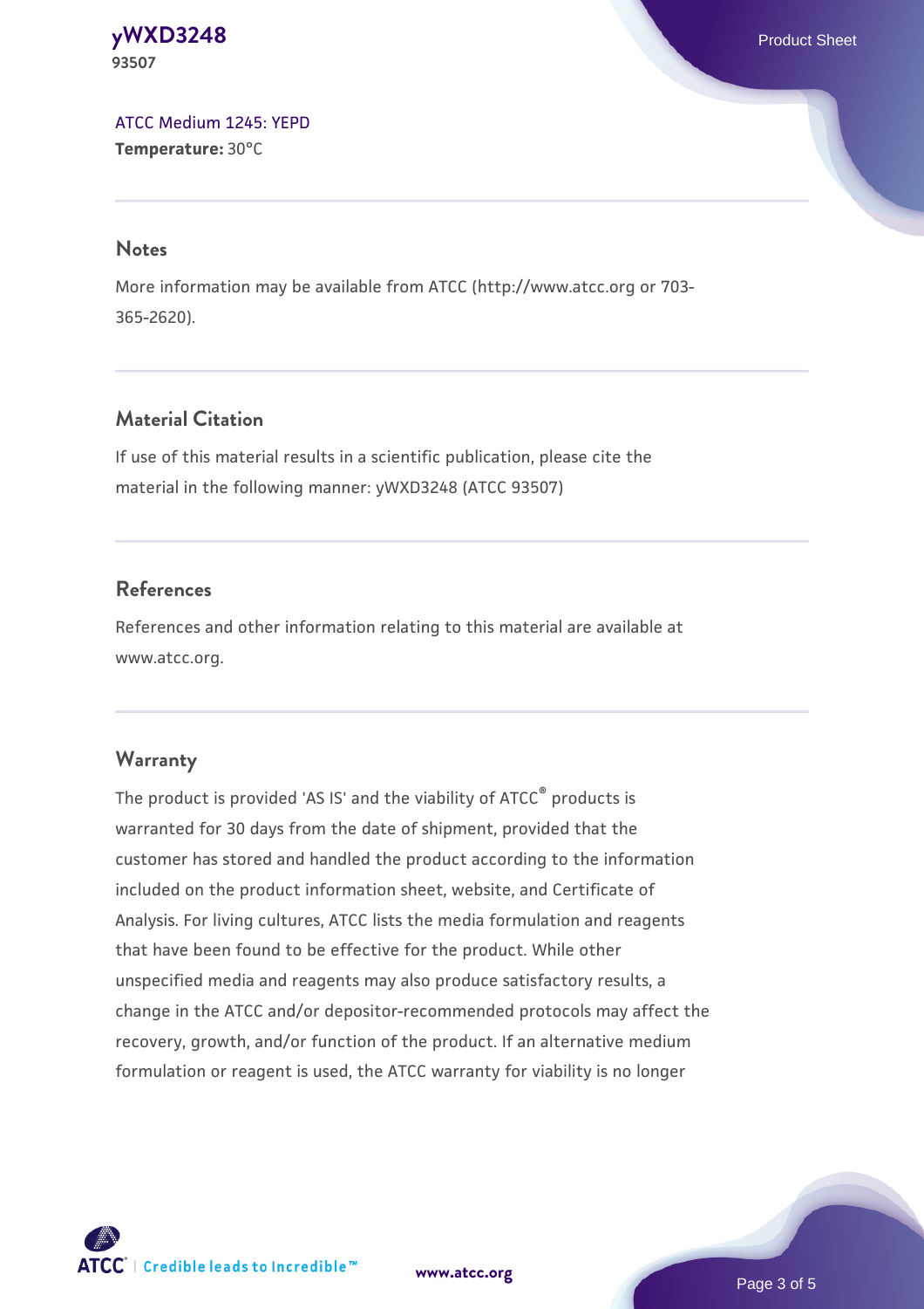ATCC Medium 1245: YEPD
**Temperature:** 30°C

## Notes

More information may be available from ATCC (http://www.atcc.org or 703-365-2620).

## Material Citation

If use of this material results in a scientific publication, please cite the material in the following manner: yWXD3248 (ATCC 93507)

## References

References and other information relating to this material are available at www.atcc.org.

## Warranty

The product is provided 'AS IS' and the viability of ATCC® products is warranted for 30 days from the date of shipment, provided that the customer has stored and handled the product according to the information included on the product information sheet, website, and Certificate of Analysis. For living cultures, ATCC lists the media formulation and reagents that have been found to be effective for the product. While other unspecified media and reagents may also produce satisfactory results, a change in the ATCC and/or depositor-recommended protocols may affect the recovery, growth, and/or function of the product. If an alternative medium formulation or reagent is used, the ATCC warranty for viability is no longer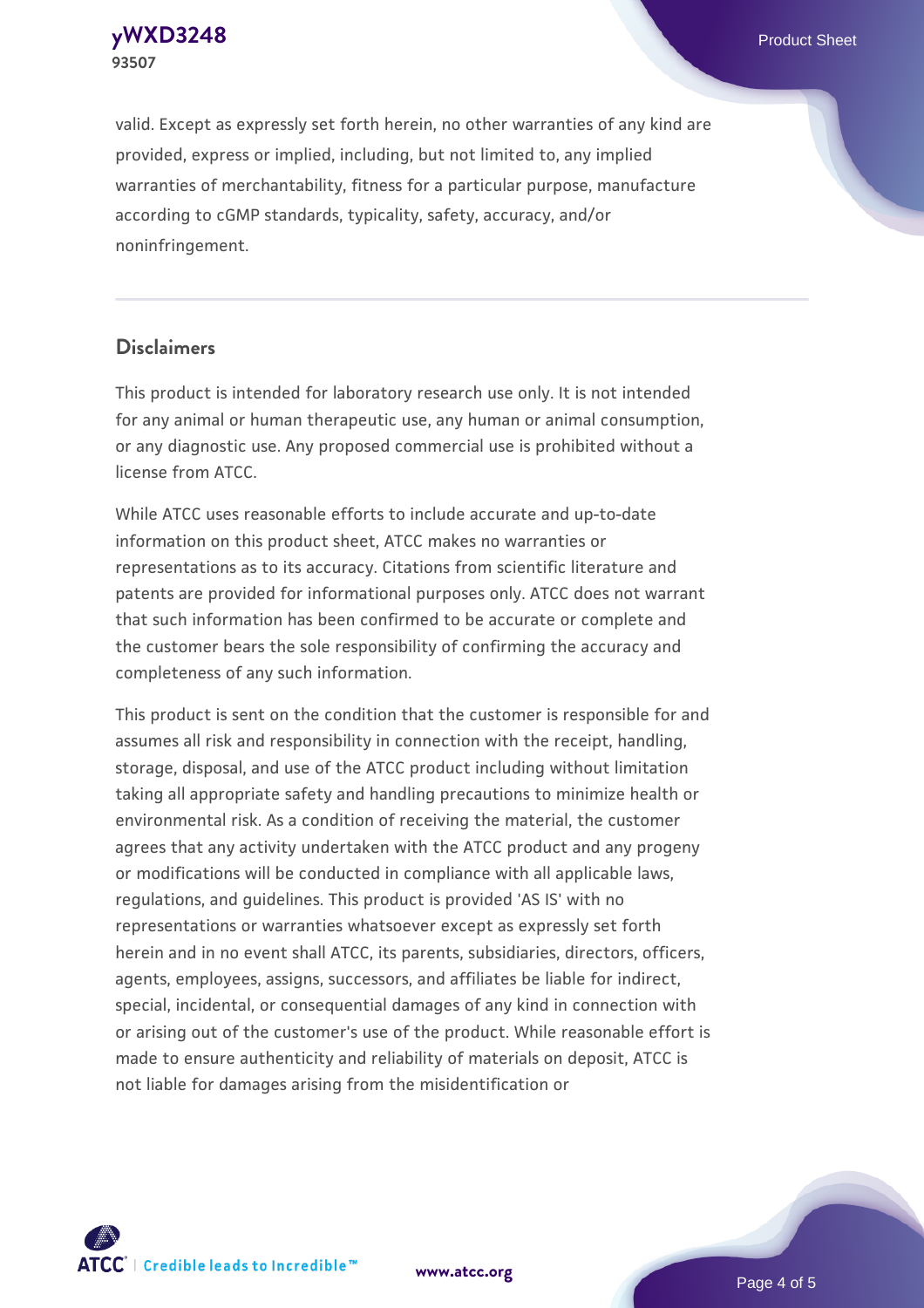valid. Except as expressly set forth herein, no other warranties of any kind are provided, express or implied, including, but not limited to, any implied warranties of merchantability, fitness for a particular purpose, manufacture according to cGMP standards, typicality, safety, accuracy, and/or noninfringement.

## Disclaimers

This product is intended for laboratory research use only. It is not intended for any animal or human therapeutic use, any human or animal consumption, or any diagnostic use. Any proposed commercial use is prohibited without a license from ATCC.

While ATCC uses reasonable efforts to include accurate and up-to-date information on this product sheet, ATCC makes no warranties or representations as to its accuracy. Citations from scientific literature and patents are provided for informational purposes only. ATCC does not warrant that such information has been confirmed to be accurate or complete and the customer bears the sole responsibility of confirming the accuracy and completeness of any such information.

This product is sent on the condition that the customer is responsible for and assumes all risk and responsibility in connection with the receipt, handling, storage, disposal, and use of the ATCC product including without limitation taking all appropriate safety and handling precautions to minimize health or environmental risk. As a condition of receiving the material, the customer agrees that any activity undertaken with the ATCC product and any progeny or modifications will be conducted in compliance with all applicable laws, regulations, and guidelines. This product is provided 'AS IS' with no representations or warranties whatsoever except as expressly set forth herein and in no event shall ATCC, its parents, subsidiaries, directors, officers, agents, employees, assigns, successors, and affiliates be liable for indirect, special, incidental, or consequential damages of any kind in connection with or arising out of the customer's use of the product. While reasonable effort is made to ensure authenticity and reliability of materials on deposit, ATCC is not liable for damages arising from the misidentification or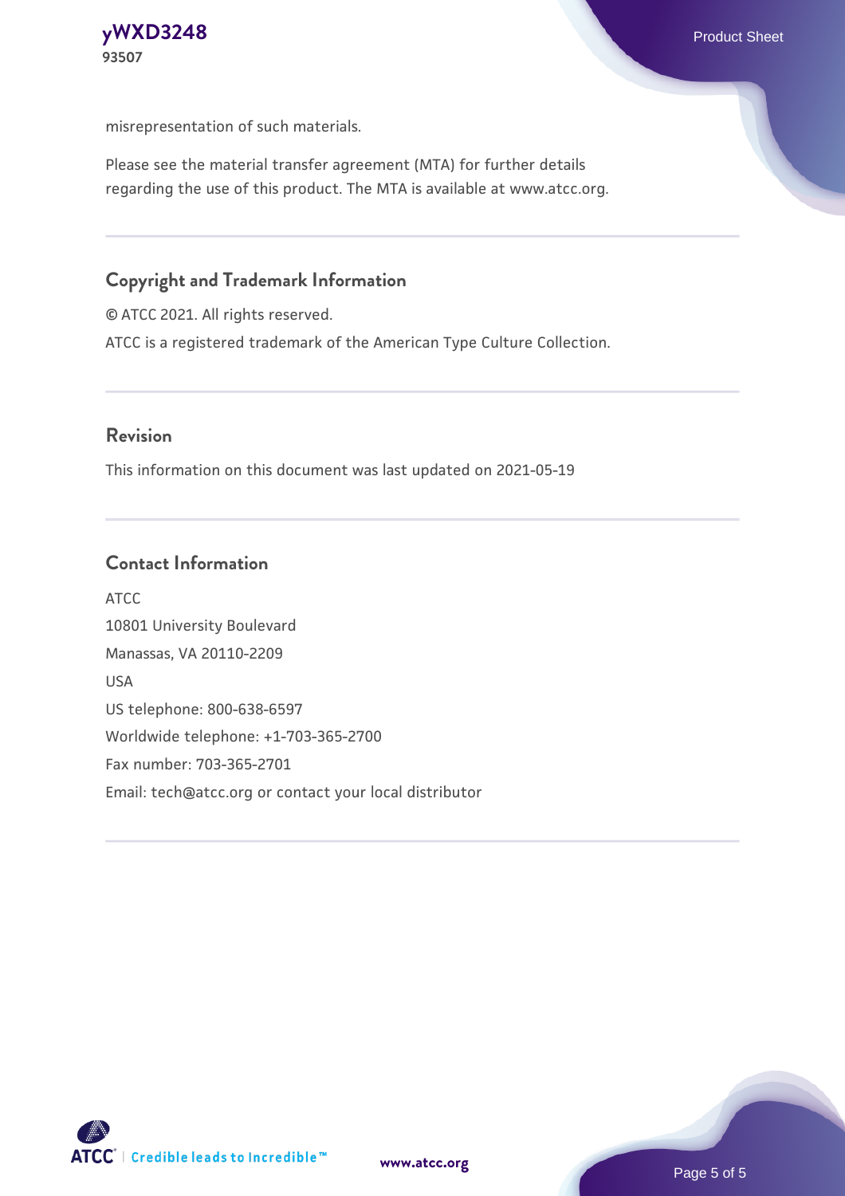misrepresentation of such materials.

Please see the material transfer agreement (MTA) for further details regarding the use of this product. The MTA is available at www.atcc.org.

## Copyright and Trademark Information

© ATCC 2021. All rights reserved.

ATCC is a registered trademark of the American Type Culture Collection.

## Revision

This information on this document was last updated on 2021-05-19

## Contact Information

ATCC
10801 University Boulevard
Manassas, VA 20110-2209
USA
US telephone: 800-638-6597
Worldwide telephone: +1-703-365-2700
Fax number: 703-365-2701
Email: tech@atcc.org or contact your local distributor